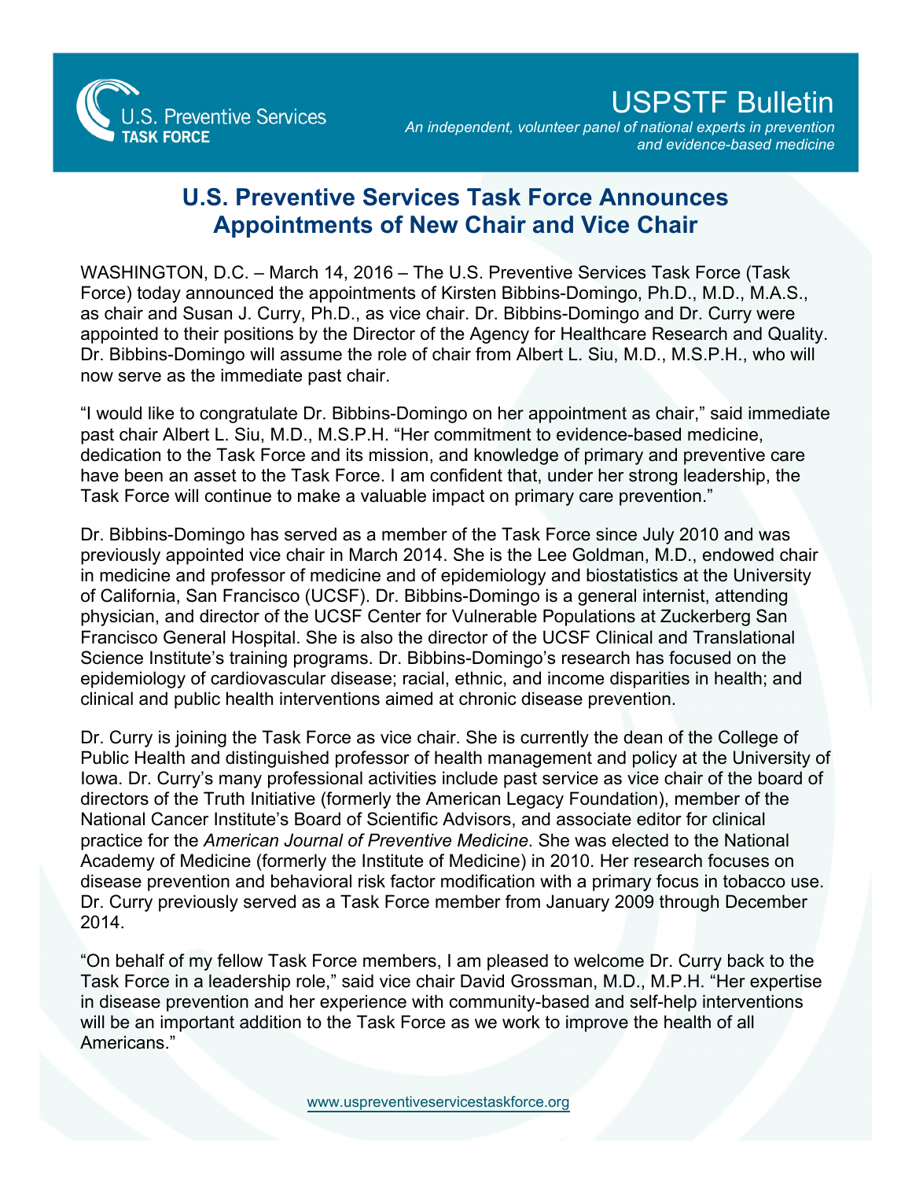U.S. Preventive Services TASK FORCE

# USPSTF Bulletin

*An independent, volunteer panel of national experts in prevention and evidence-based medicine*

## U.S. Preventive Services Task Force Announces Appointments of New Chair and Vice Chair

WASHINGTON, D.C. – March 14, 2016 – The U.S. Preventive Services Task Force (Task Force) today announced the appointments of Kirsten Bibbins-Domingo, Ph.D., M.D., M.A.S., as chair and Susan J. Curry, Ph.D., as vice chair. Dr. Bibbins-Domingo and Dr. Curry were appointed to their positions by the Director of the Agency for Healthcare Research and Quality. Dr. Bibbins-Domingo will assume the role of chair from Albert L. Siu, M.D., M.S.P.H., who will now serve as the immediate past chair.

"I would like to congratulate Dr. Bibbins-Domingo on her appointment as chair," said immediate past chair Albert L. Siu, M.D., M.S.P.H. "Her commitment to evidence-based medicine, dedication to the Task Force and its mission, and knowledge of primary and preventive care have been an asset to the Task Force. I am confident that, under her strong leadership, the Task Force will continue to make a valuable impact on primary care prevention."

Dr. Bibbins-Domingo has served as a member of the Task Force since July 2010 and was previously appointed vice chair in March 2014. She is the Lee Goldman, M.D., endowed chair in medicine and professor of medicine and of epidemiology and biostatistics at the University of California, San Francisco (UCSF). Dr. Bibbins-Domingo is a general internist, attending physician, and director of the UCSF Center for Vulnerable Populations at Zuckerberg San Francisco General Hospital. She is also the director of the UCSF Clinical and Translational Science Institute's training programs. Dr. Bibbins-Domingo's research has focused on the epidemiology of cardiovascular disease; racial, ethnic, and income disparities in health; and clinical and public health interventions aimed at chronic disease prevention.

Dr. Curry is joining the Task Force as vice chair. She is currently the dean of the College of Public Health and distinguished professor of health management and policy at the University of Iowa. Dr. Curry's many professional activities include past service as vice chair of the board of directors of the Truth Initiative (formerly the American Legacy Foundation), member of the National Cancer Institute's Board of Scientific Advisors, and associate editor for clinical practice for the *American Journal of Preventive Medicine*. She was elected to the National Academy of Medicine (formerly the Institute of Medicine) in 2010. Her research focuses on disease prevention and behavioral risk factor modification with a primary focus in tobacco use. Dr. Curry previously served as a Task Force member from January 2009 through December 2014.

"On behalf of my fellow Task Force members, I am pleased to welcome Dr. Curry back to the Task Force in a leadership role," said vice chair David Grossman, M.D., M.P.H. "Her expertise in disease prevention and her experience with community-based and self-help interventions will be an important addition to the Task Force as we work to improve the health of all Americans."

www.uspreventiveservicestaskforce.org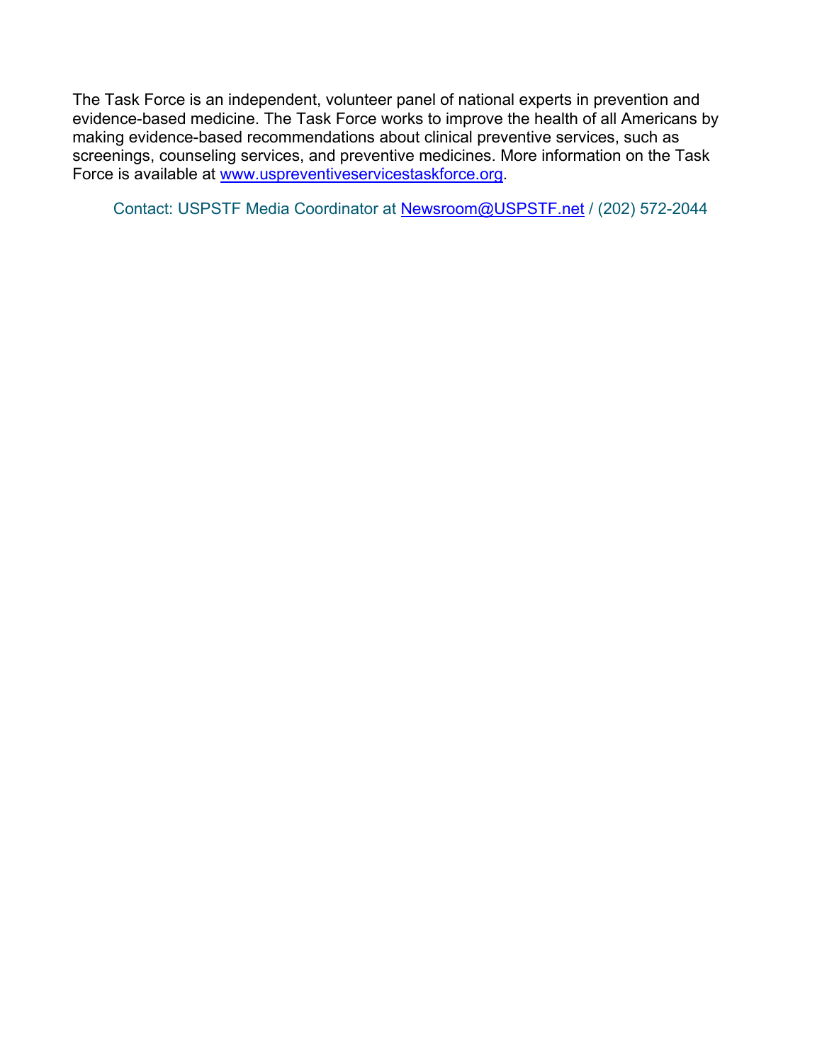The Task Force is an independent, volunteer panel of national experts in prevention and evidence-based medicine. The Task Force works to improve the health of all Americans by making evidence-based recommendations about clinical preventive services, such as screenings, counseling services, and preventive medicines. More information on the Task Force is available at [www.uspreventiveservicestaskforce.org](http://www.uspreventiveservicestaskforce.org).

Contact: USPSTF Media Coordinator at [Newsroom@USPSTF.net](mailto:Newsroom@USPSTF.net) / (202) 572-2044